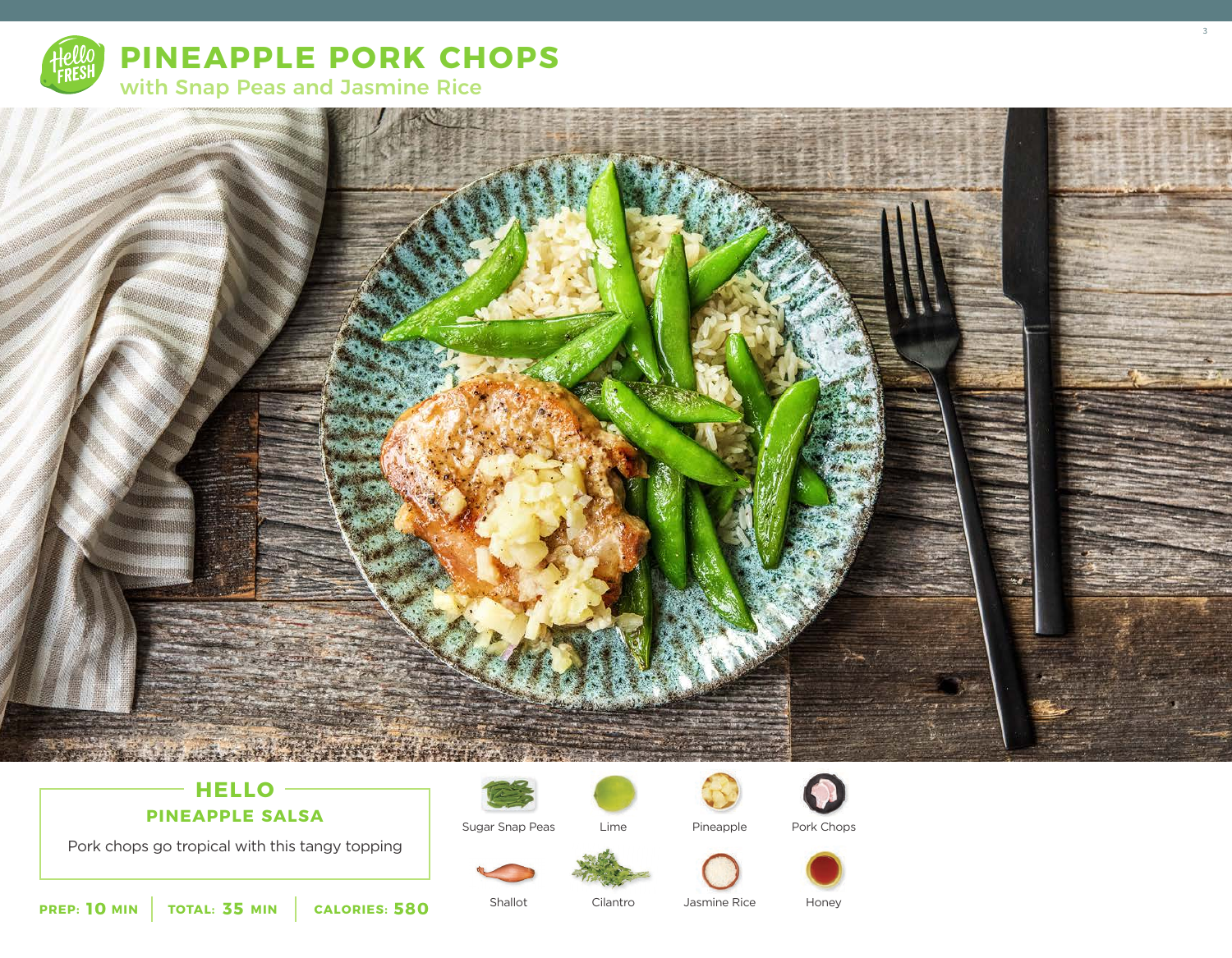# PINEAPPLE PORK CHOPS

## with Snap Peas and Jasmine Rice

### HELLO

**PINEAPPLE SALSA**

Pork chops go tropical with this tangy topping

**PREP: 10 MIN** | **TOTAL: 35 MIN** | **CALORIES: 580**

- Sugar Snap Peas
- Lime
- Pineapple
- Pork Chops
- Shallot
- Cilantro
- Jasmine Rice
- Honey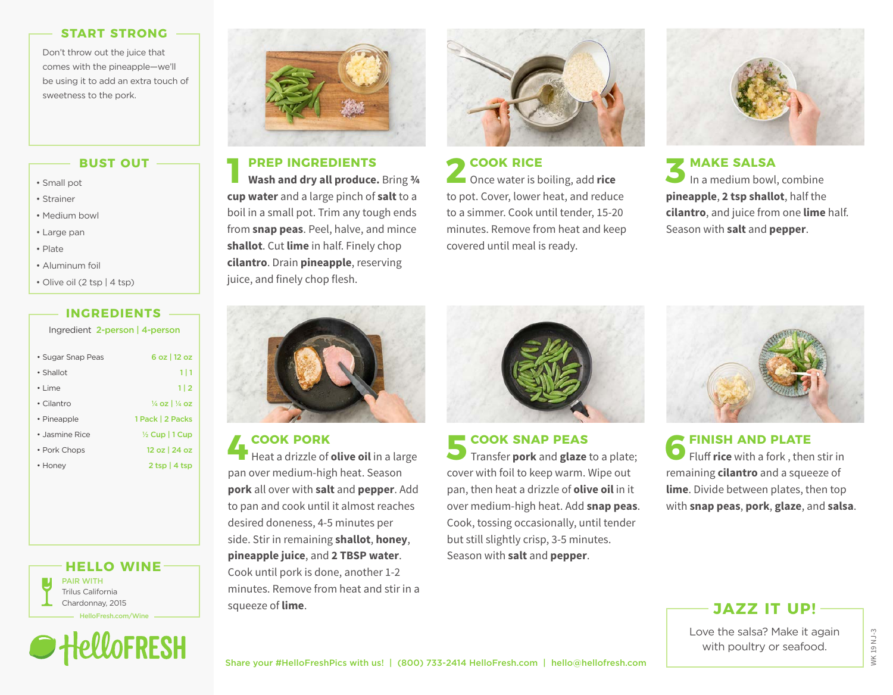## START STRONG

Don't throw out the juice that comes with the pineapple—we'll be using it to add an extra touch of sweetness to the pork.

## BUST OUT

- Small pot
- Strainer
- Medium bowl
- Large pan
- Plate
- Aluminum foil
- Olive oil (2 tsp | 4 tsp)

## INGREDIENTS

| Ingredient | 2-person \| 4-person |
| --- | --- |
| Sugar Snap Peas | 6 oz \| 12 oz |
| Shallot | 1 \| 1 |
| Lime | 1 \| 2 |
| Cilantro | ¼ oz \| ¼ oz |
| Pineapple | 1 Pack \| 2 Packs |
| Jasmine Rice | ½ Cup \| 1 Cup |
| Pork Chops | 12 oz \| 24 oz |
| Honey | 2 tsp \| 4 tsp |

## HELLO WINE

PAIR WITH
Trilus California Chardonnay, 2015

HelloFresh.com/Wine

HelloFRESH

### 1 PREP INGREDIENTS

**Wash and dry all produce.** Bring **¾ cup water** and a large pinch of **salt** to a boil in a small pot. Trim any tough ends from **snap peas**. Peel, halve, and mince **shallot**. Cut **lime** in half. Finely chop **cilantro**. Drain **pineapple**, reserving juice, and finely chop flesh.

### 2 COOK RICE

Once water is boiling, add **rice** to pot. Cover, lower heat, and reduce to a simmer. Cook until tender, 15-20 minutes. Remove from heat and keep covered until meal is ready.

### 3 MAKE SALSA

In a medium bowl, combine **pineapple**, **2 tsp shallot**, half the **cilantro**, and juice from one **lime** half. Season with **salt** and **pepper**.

### 4 COOK PORK

Heat a drizzle of **olive oil** in a large pan over medium-high heat. Season **pork** all over with **salt** and **pepper**. Add to pan and cook until it almost reaches desired doneness, 4-5 minutes per side. Stir in remaining **shallot**, **honey**, **pineapple juice**, and **2 TBSP water**. Cook until pork is done, another 1-2 minutes. Remove from heat and stir in a squeeze of **lime**.

### 5 COOK SNAP PEAS

Transfer **pork** and **glaze** to a plate; cover with foil to keep warm. Wipe out pan, then heat a drizzle of **olive oil** in it over medium-high heat. Add **snap peas**. Cook, tossing occasionally, until tender but still slightly crisp, 3-5 minutes. Season with **salt** and **pepper**.

### 6 FINISH AND PLATE

Fluff **rice** with a fork , then stir in remaining **cilantro** and a squeeze of **lime**. Divide between plates, then top with **snap peas**, **pork**, **glaze**, and **salsa**.

## JAZZ IT UP!

Love the salsa? Make it again with poultry or seafood.

Share your #HelloFreshPics with us! | (800) 733-2414 HelloFresh.com | hello@hellofresh.com

WK 19 NJ-3